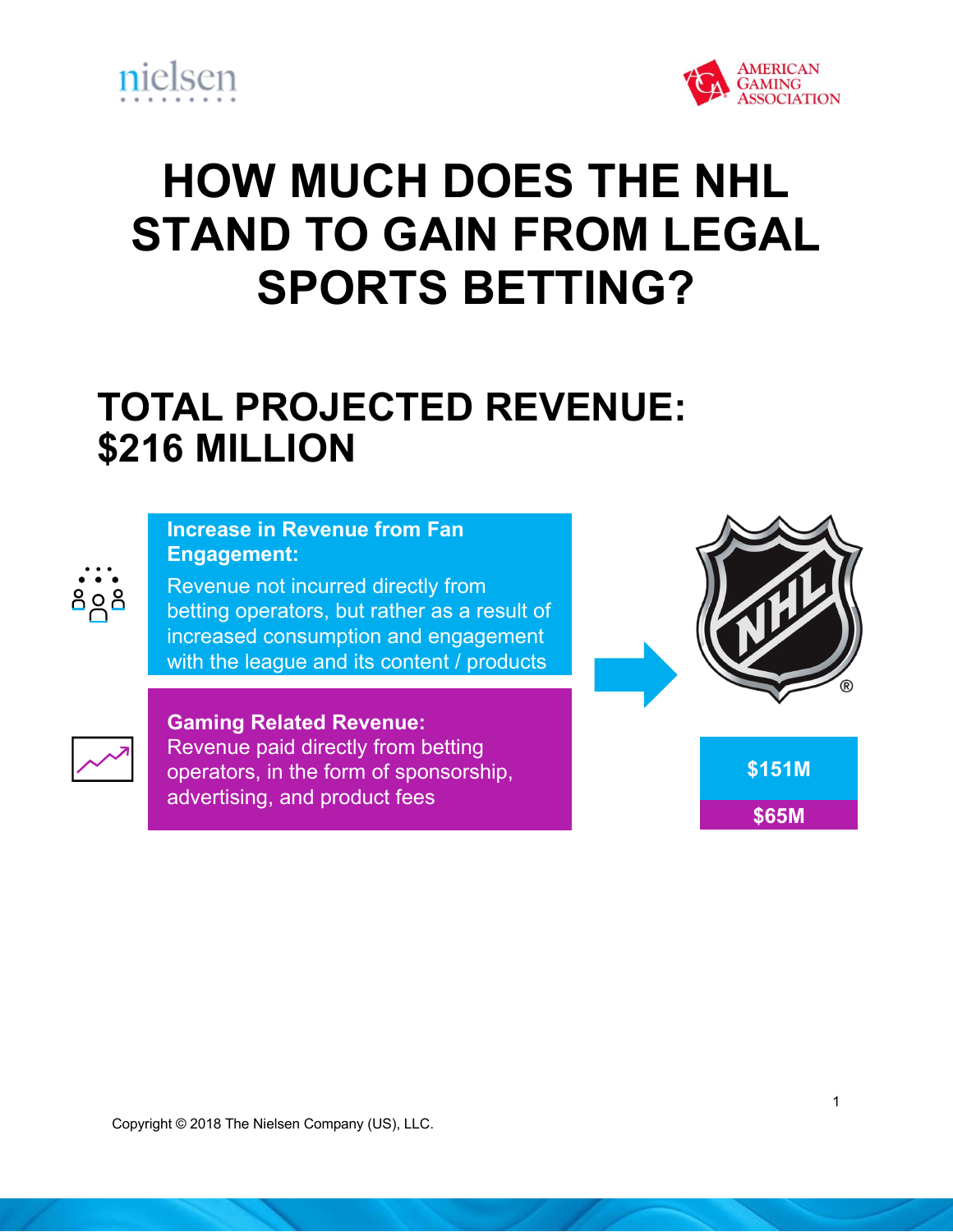# HOW MUCH DOES THE NHL STAND TO GAIN FROM LEGAL SPORTS BETTING?

## TOTAL PROJECTED REVENUE: $216 MILLION

**Increase in Revenue from Fan Engagement:**
Revenue not incurred directly from betting operators, but rather as a result of increased consumption and engagement with the league and its content / products

**Gaming Related Revenue:**
Revenue paid directly from betting operators, in the form of sponsorship, advertising, and product fees

**$151M**

**$65M**

Copyright © 2018 The Nielsen Company (US), LLC.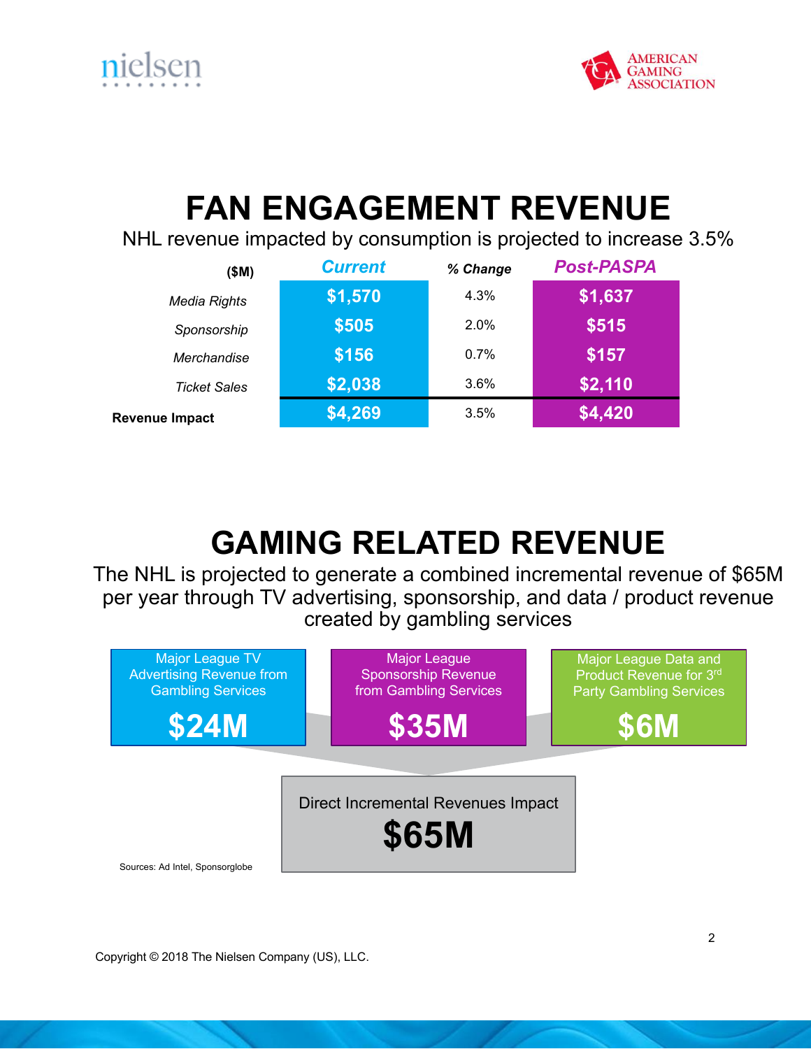# FAN ENGAGEMENT REVENUE

NHL revenue impacted by consumption is projected to increase 3.5%

| ($M) | Current | % Change | Post-PASPA |
|---|---|---|---|
| *Media Rights* | $1,570 | 4.3% | $1,637 |
| *Sponsorship* | $505 | 2.0% | $515 |
| *Merchandise* | $156 | 0.7% | $157 |
| *Ticket Sales* | $2,038 | 3.6% | $2,110 |
| **Revenue Impact** | $4,269 | 3.5% | $4,420 |

# GAMING RELATED REVENUE

The NHL is projected to generate a combined incremental revenue of $65M per year through TV advertising, sponsorship, and data / product revenue created by gambling services

Major League TV Advertising Revenue from Gambling Services
**$24M**

Major League Sponsorship Revenue from Gambling Services
**$35M**

Major League Data and Product Revenue for 3rd Party Gambling Services
**$6M**

Direct Incremental Revenues Impact
**$65M**

Sources: Ad Intel, Sponsorglobe

Copyright © 2018 The Nielsen Company (US), LLC.